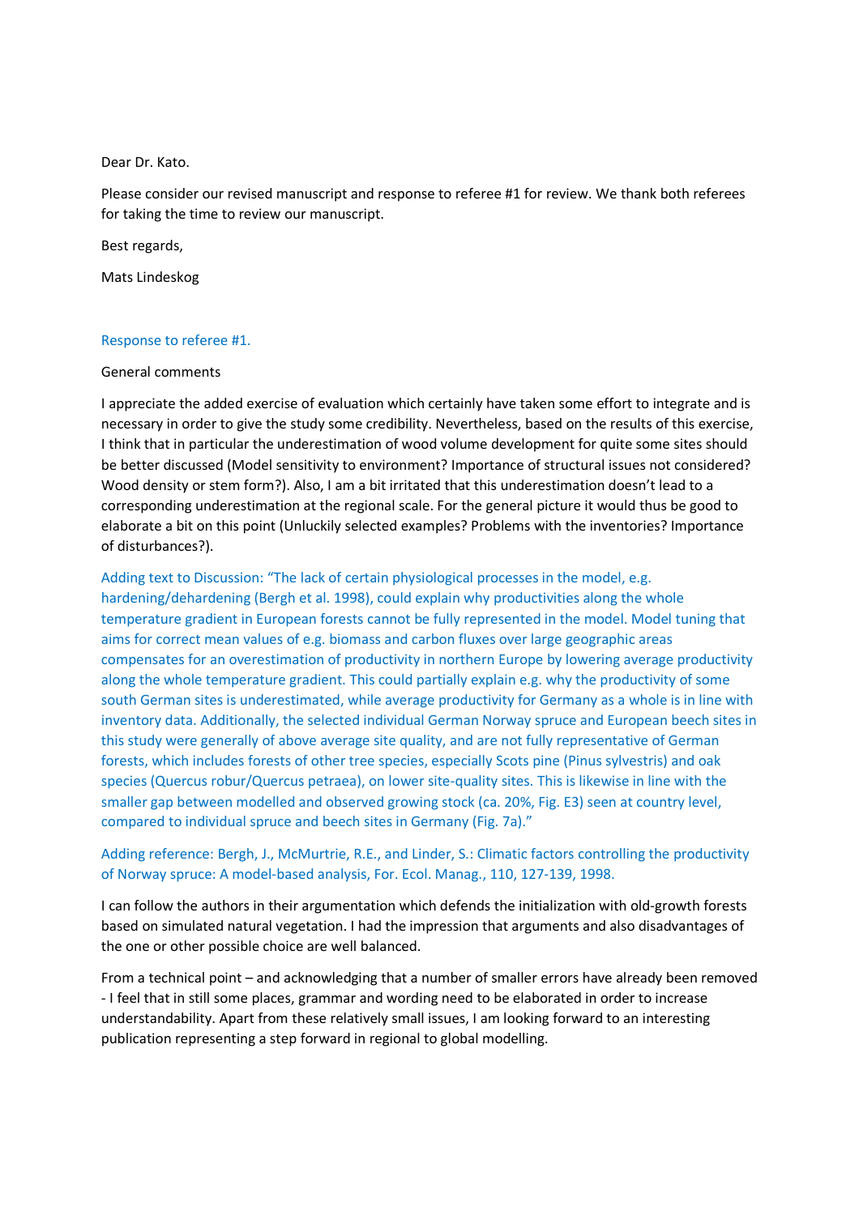Dear Dr. Kato.

Please consider our revised manuscript and response to referee #1 for review. We thank both referees for taking the time to review our manuscript.

Best regards,

Mats Lindeskog

Response to referee #1.

General comments

I appreciate the added exercise of evaluation which certainly have taken some effort to integrate and is necessary in order to give the study some credibility. Nevertheless, based on the results of this exercise, I think that in particular the underestimation of wood volume development for quite some sites should be better discussed (Model sensitivity to environment? Importance of structural issues not considered? Wood density or stem form?). Also, I am a bit irritated that this underestimation doesn't lead to a corresponding underestimation at the regional scale. For the general picture it would thus be good to elaborate a bit on this point (Unluckily selected examples? Problems with the inventories? Importance of disturbances?).

Adding text to Discussion: "The lack of certain physiological processes in the model, e.g. hardening/dehardening (Bergh et al. 1998), could explain why productivities along the whole temperature gradient in European forests cannot be fully represented in the model. Model tuning that aims for correct mean values of e.g. biomass and carbon fluxes over large geographic areas compensates for an overestimation of productivity in northern Europe by lowering average productivity along the whole temperature gradient. This could partially explain e.g. why the productivity of some south German sites is underestimated, while average productivity for Germany as a whole is in line with inventory data. Additionally, the selected individual German Norway spruce and European beech sites in this study were generally of above average site quality, and are not fully representative of German forests, which includes forests of other tree species, especially Scots pine (Pinus sylvestris) and oak species (Quercus robur/Quercus petraea), on lower site-quality sites. This is likewise in line with the smaller gap between modelled and observed growing stock (ca. 20%, Fig. E3) seen at country level, compared to individual spruce and beech sites in Germany (Fig. 7a)."

Adding reference: Bergh, J., McMurtrie, R.E., and Linder, S.: Climatic factors controlling the productivity of Norway spruce: A model-based analysis, For. Ecol. Manag., 110, 127-139, 1998.

I can follow the authors in their argumentation which defends the initialization with old-growth forests based on simulated natural vegetation. I had the impression that arguments and also disadvantages of the one or other possible choice are well balanced.

From a technical point – and acknowledging that a number of smaller errors have already been removed - I feel that in still some places, grammar and wording need to be elaborated in order to increase understandability. Apart from these relatively small issues, I am looking forward to an interesting publication representing a step forward in regional to global modelling.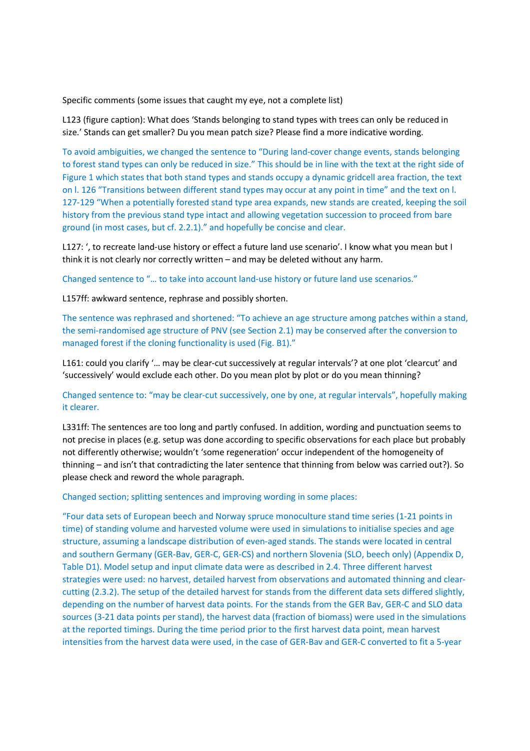Specific comments (some issues that caught my eye, not a complete list)

L123 (figure caption): What does 'Stands belonging to stand types with trees can only be reduced in size.' Stands can get smaller? Du you mean patch size? Please find a more indicative wording.

To avoid ambiguities, we changed the sentence to "During land-cover change events, stands belonging to forest stand types can only be reduced in size." This should be in line with the text at the right side of Figure 1 which states that both stand types and stands occupy a dynamic gridcell area fraction, the text on l. 126 "Transitions between different stand types may occur at any point in time" and the text on l. 127-129 "When a potentially forested stand type area expands, new stands are created, keeping the soil history from the previous stand type intact and allowing vegetation succession to proceed from bare ground (in most cases, but cf. 2.2.1)." and hopefully be concise and clear.

L127: ', to recreate land-use history or effect a future land use scenario'. I know what you mean but I think it is not clearly nor correctly written – and may be deleted without any harm.

Changed sentence to "… to take into account land-use history or future land use scenarios."

L157ff: awkward sentence, rephrase and possibly shorten.

The sentence was rephrased and shortened: "To achieve an age structure among patches within a stand, the semi-randomised age structure of PNV (see Section 2.1) may be conserved after the conversion to managed forest if the cloning functionality is used (Fig. B1)."

L161: could you clarify '… may be clear-cut successively at regular intervals'? at one plot 'clearcut' and 'successively' would exclude each other. Do you mean plot by plot or do you mean thinning?

Changed sentence to: "may be clear-cut successively, one by one, at regular intervals", hopefully making it clearer.

L331ff: The sentences are too long and partly confused. In addition, wording and punctuation seems to not precise in places (e.g. setup was done according to specific observations for each place but probably not differently otherwise; wouldn't 'some regeneration' occur independent of the homogeneity of thinning – and isn't that contradicting the later sentence that thinning from below was carried out?). So please check and reword the whole paragraph.

Changed section; splitting sentences and improving wording in some places:

"Four data sets of European beech and Norway spruce monoculture stand time series (1-21 points in time) of standing volume and harvested volume were used in simulations to initialise species and age structure, assuming a landscape distribution of even-aged stands. The stands were located in central and southern Germany (GER-Bav, GER-C, GER-CS) and northern Slovenia (SLO, beech only) (Appendix D, Table D1). Model setup and input climate data were as described in 2.4. Three different harvest strategies were used: no harvest, detailed harvest from observations and automated thinning and clear-cutting (2.3.2). The setup of the detailed harvest for stands from the different data sets differed slightly, depending on the number of harvest data points. For the stands from the GER Bav, GER-C and SLO data sources (3-21 data points per stand), the harvest data (fraction of biomass) were used in the simulations at the reported timings. During the time period prior to the first harvest data point, mean harvest intensities from the harvest data were used, in the case of GER-Bav and GER-C converted to fit a 5-year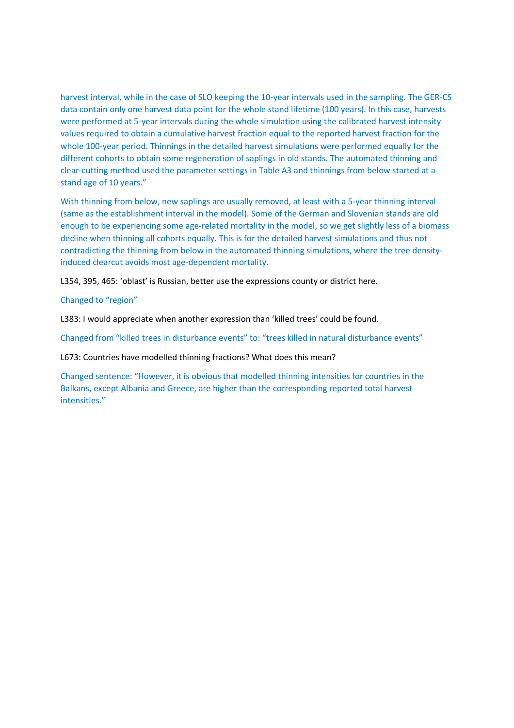harvest interval, while in the case of SLO keeping the 10-year intervals used in the sampling. The GER-CS data contain only one harvest data point for the whole stand lifetime (100 years). In this case, harvests were performed at 5-year intervals during the whole simulation using the calibrated harvest intensity values required to obtain a cumulative harvest fraction equal to the reported harvest fraction for the whole 100-year period. Thinnings in the detailed harvest simulations were performed equally for the different cohorts to obtain some regeneration of saplings in old stands. The automated thinning and clear-cutting method used the parameter settings in Table A3 and thinnings from below started at a stand age of 10 years."

With thinning from below, new saplings are usually removed, at least with a 5-year thinning interval (same as the establishment interval in the model). Some of the German and Slovenian stands are old enough to be experiencing some age-related mortality in the model, so we get slightly less of a biomass decline when thinning all cohorts equally. This is for the detailed harvest simulations and thus not contradicting the thinning from below in the automated thinning simulations, where the tree density-induced clearcut avoids most age-dependent mortality.

L354, 395, 465: 'oblast' is Russian, better use the expressions county or district here.

Changed to "region"

L383: I would appreciate when another expression than 'killed trees' could be found.

Changed from "killed trees in disturbance events" to: "trees killed in natural disturbance events"

L673: Countries have modelled thinning fractions? What does this mean?

Changed sentence: "However, it is obvious that modelled thinning intensities for countries in the Balkans, except Albania and Greece, are higher than the corresponding reported total harvest intensities."